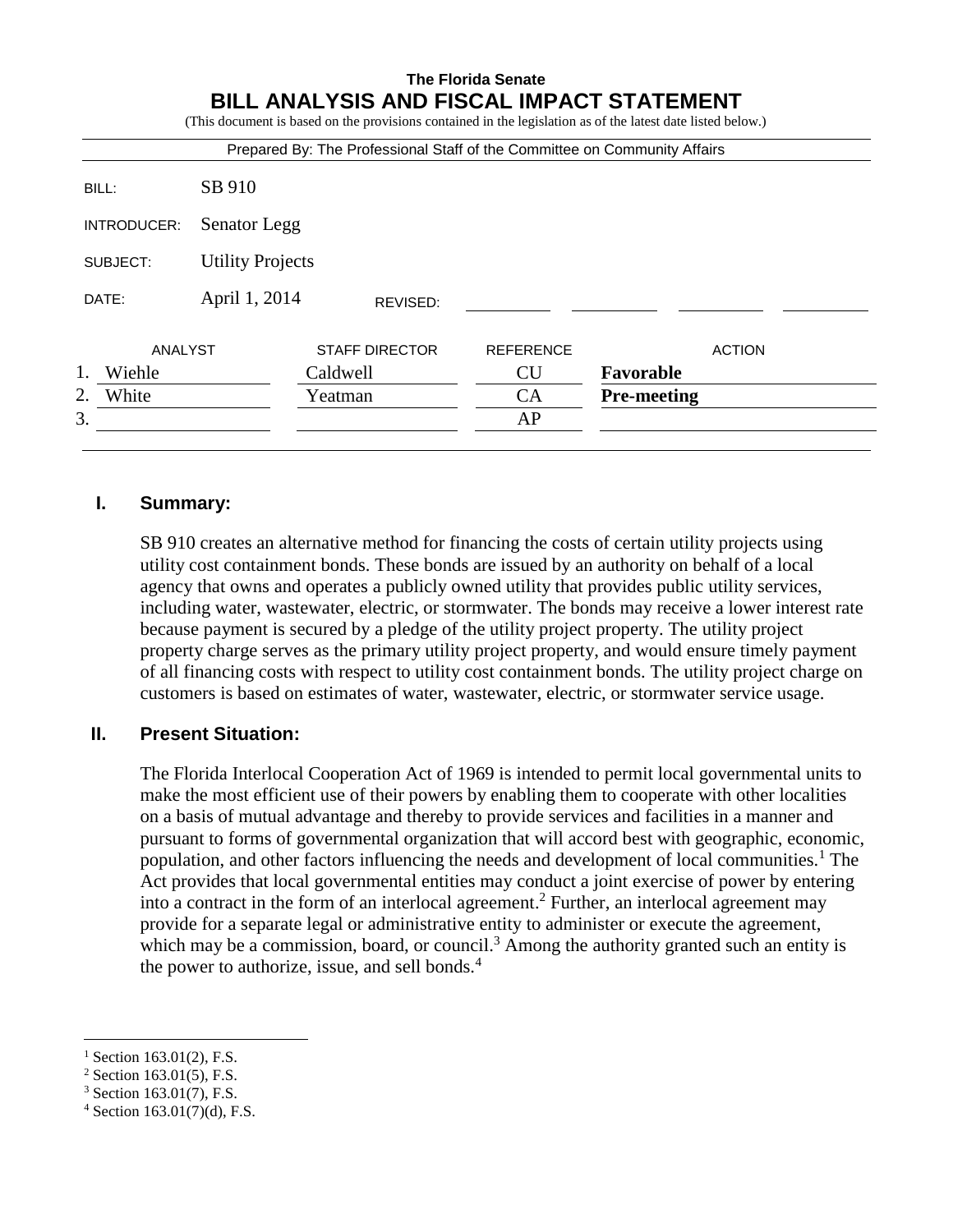**The Florida Senate**

# BILL ANALYSIS AND FISCAL IMPACT STATEMENT

(This document is based on the provisions contained in the legislation as of the latest date listed below.)

Prepared By: The Professional Staff of the Committee on Community Affairs

| | |
|---|---|
| BILL: | SB 910 |
| INTRODUCER: | Senator Legg |
| SUBJECT: | Utility Projects |
| DATE: | April 1, 2014 REVISED: |

| | ANALYST | STAFF DIRECTOR | REFERENCE | ACTION |
|---|---|---|---|---|
| 1. | Wiehle | Caldwell | CU | **Favorable** |
| 2. | White | Yeatman | CA | **Pre-meeting** |
| 3. | | | AP | |

## I. Summary:

SB 910 creates an alternative method for financing the costs of certain utility projects using utility cost containment bonds. These bonds are issued by an authority on behalf of a local agency that owns and operates a publicly owned utility that provides public utility services, including water, wastewater, electric, or stormwater. The bonds may receive a lower interest rate because payment is secured by a pledge of the utility project property. The utility project property charge serves as the primary utility project property, and would ensure timely payment of all financing costs with respect to utility cost containment bonds. The utility project charge on customers is based on estimates of water, wastewater, electric, or stormwater service usage.

## II. Present Situation:

The Florida Interlocal Cooperation Act of 1969 is intended to permit local governmental units to make the most efficient use of their powers by enabling them to cooperate with other localities on a basis of mutual advantage and thereby to provide services and facilities in a manner and pursuant to forms of governmental organization that will accord best with geographic, economic, population, and other factors influencing the needs and development of local communities.[1] The Act provides that local governmental entities may conduct a joint exercise of power by entering into a contract in the form of an interlocal agreement.[2] Further, an interlocal agreement may provide for a separate legal or administrative entity to administer or execute the agreement, which may be a commission, board, or council.[3] Among the authority granted such an entity is the power to authorize, issue, and sell bonds.[4]

---

[1] Section 163.01(2), F.S.
[2] Section 163.01(5), F.S.
[3] Section 163.01(7), F.S.
[4] Section 163.01(7)(d), F.S.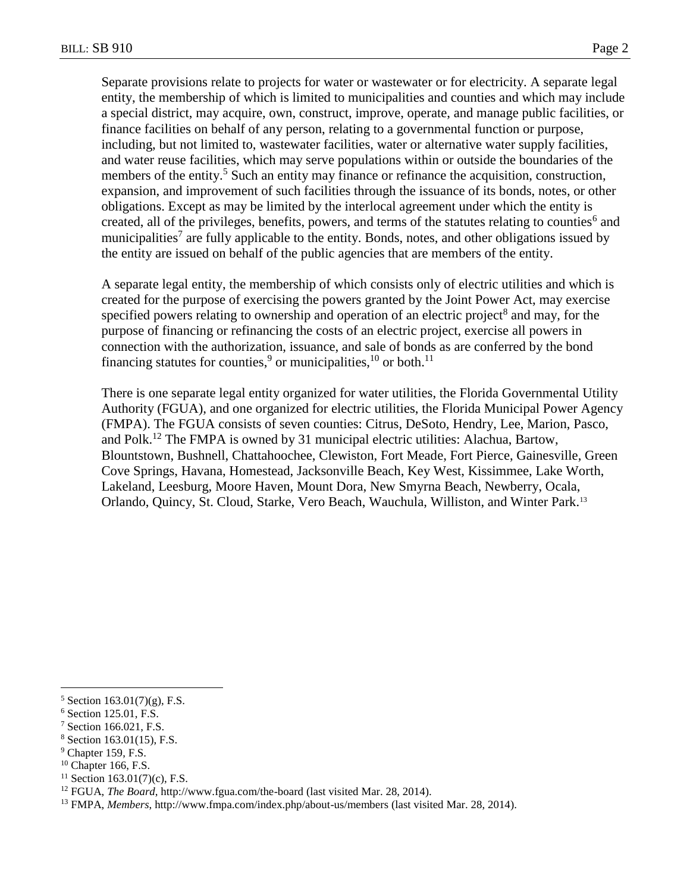Separate provisions relate to projects for water or wastewater or for electricity. A separate legal entity, the membership of which is limited to municipalities and counties and which may include a special district, may acquire, own, construct, improve, operate, and manage public facilities, or finance facilities on behalf of any person, relating to a governmental function or purpose, including, but not limited to, wastewater facilities, water or alternative water supply facilities, and water reuse facilities, which may serve populations within or outside the boundaries of the members of the entity.[5] Such an entity may finance or refinance the acquisition, construction, expansion, and improvement of such facilities through the issuance of its bonds, notes, or other obligations. Except as may be limited by the interlocal agreement under which the entity is created, all of the privileges, benefits, powers, and terms of the statutes relating to counties[6] and municipalities[7] are fully applicable to the entity. Bonds, notes, and other obligations issued by the entity are issued on behalf of the public agencies that are members of the entity.

A separate legal entity, the membership of which consists only of electric utilities and which is created for the purpose of exercising the powers granted by the Joint Power Act, may exercise specified powers relating to ownership and operation of an electric project[8] and may, for the purpose of financing or refinancing the costs of an electric project, exercise all powers in connection with the authorization, issuance, and sale of bonds as are conferred by the bond financing statutes for counties,[9] or municipalities,[10] or both.[11]

There is one separate legal entity organized for water utilities, the Florida Governmental Utility Authority (FGUA), and one organized for electric utilities, the Florida Municipal Power Agency (FMPA). The FGUA consists of seven counties: Citrus, DeSoto, Hendry, Lee, Marion, Pasco, and Polk.[12] The FMPA is owned by 31 municipal electric utilities: Alachua, Bartow, Blountstown, Bushnell, Chattahoochee, Clewiston, Fort Meade, Fort Pierce, Gainesville, Green Cove Springs, Havana, Homestead, Jacksonville Beach, Key West, Kissimmee, Lake Worth, Lakeland, Leesburg, Moore Haven, Mount Dora, New Smyrna Beach, Newberry, Ocala, Orlando, Quincy, St. Cloud, Starke, Vero Beach, Wauchula, Williston, and Winter Park.[13]

---

[5] Section 163.01(7)(g), F.S.

[6] Section 125.01, F.S.

[7] Section 166.021, F.S.

[8] Section 163.01(15), F.S.

[9] Chapter 159, F.S.

[10] Chapter 166, F.S.

[11] Section 163.01(7)(c), F.S.

[12] FGUA, *The Board*, http://www.fgua.com/the-board (last visited Mar. 28, 2014).

[13] FMPA, *Members*, http://www.fmpa.com/index.php/about-us/members (last visited Mar. 28, 2014).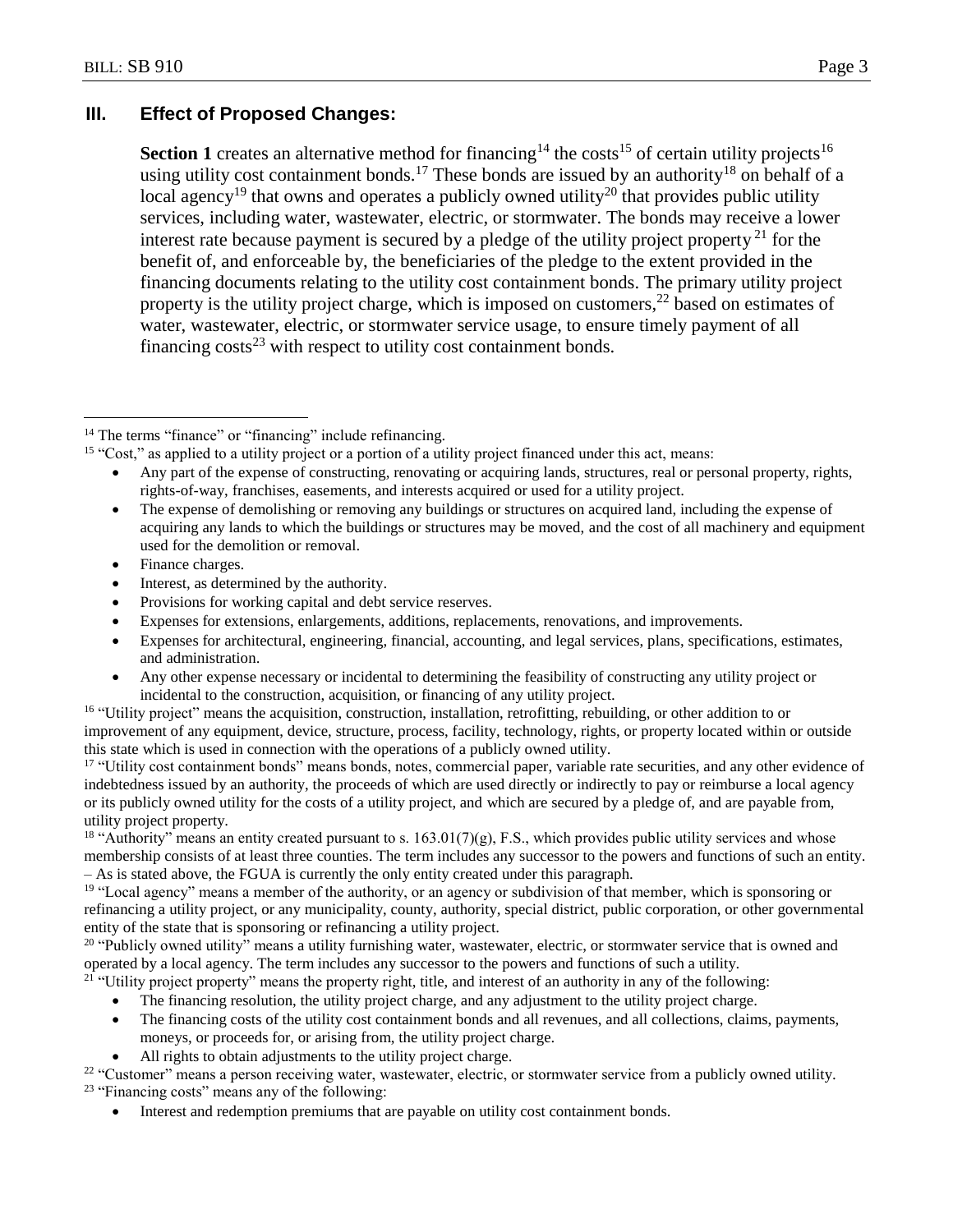## III. Effect of Proposed Changes:

**Section 1** creates an alternative method for financing[14] the costs[15] of certain utility projects[16] using utility cost containment bonds.[17] These bonds are issued by an authority[18] on behalf of a local agency[19] that owns and operates a publicly owned utility[20] that provides public utility services, including water, wastewater, electric, or stormwater. The bonds may receive a lower interest rate because payment is secured by a pledge of the utility project property[21] for the benefit of, and enforceable by, the beneficiaries of the pledge to the extent provided in the financing documents relating to the utility cost containment bonds. The primary utility project property is the utility project charge, which is imposed on customers,[22] based on estimates of water, wastewater, electric, or stormwater service usage, to ensure timely payment of all financing costs[23] with respect to utility cost containment bonds.

---

[14] The terms "finance" or "financing" include refinancing.

[15] "Cost," as applied to a utility project or a portion of a utility project financed under this act, means:

- Any part of the expense of constructing, renovating or acquiring lands, structures, real or personal property, rights, rights-of-way, franchises, easements, and interests acquired or used for a utility project.
- The expense of demolishing or removing any buildings or structures on acquired land, including the expense of acquiring any lands to which the buildings or structures may be moved, and the cost of all machinery and equipment used for the demolition or removal.
- Finance charges.
- Interest, as determined by the authority.
- Provisions for working capital and debt service reserves.
- Expenses for extensions, enlargements, additions, replacements, renovations, and improvements.
- Expenses for architectural, engineering, financial, accounting, and legal services, plans, specifications, estimates, and administration.
- Any other expense necessary or incidental to determining the feasibility of constructing any utility project or incidental to the construction, acquisition, or financing of any utility project.

[16] "Utility project" means the acquisition, construction, installation, retrofitting, rebuilding, or other addition to or improvement of any equipment, device, structure, process, facility, technology, rights, or property located within or outside this state which is used in connection with the operations of a publicly owned utility.

[17] "Utility cost containment bonds" means bonds, notes, commercial paper, variable rate securities, and any other evidence of indebtedness issued by an authority, the proceeds of which are used directly or indirectly to pay or reimburse a local agency or its publicly owned utility for the costs of a utility project, and which are secured by a pledge of, and are payable from, utility project property.

[18] "Authority" means an entity created pursuant to s. 163.01(7)(g), F.S., which provides public utility services and whose membership consists of at least three counties. The term includes any successor to the powers and functions of such an entity. – As is stated above, the FGUA is currently the only entity created under this paragraph.

[19] "Local agency" means a member of the authority, or an agency or subdivision of that member, which is sponsoring or refinancing a utility project, or any municipality, county, authority, special district, public corporation, or other governmental entity of the state that is sponsoring or refinancing a utility project.

[20] "Publicly owned utility" means a utility furnishing water, wastewater, electric, or stormwater service that is owned and operated by a local agency. The term includes any successor to the powers and functions of such a utility.

[21] "Utility project property" means the property right, title, and interest of an authority in any of the following:

- The financing resolution, the utility project charge, and any adjustment to the utility project charge.
- The financing costs of the utility cost containment bonds and all revenues, and all collections, claims, payments, moneys, or proceeds for, or arising from, the utility project charge.
- All rights to obtain adjustments to the utility project charge.

[22] "Customer" means a person receiving water, wastewater, electric, or stormwater service from a publicly owned utility.

[23] "Financing costs" means any of the following:

- Interest and redemption premiums that are payable on utility cost containment bonds.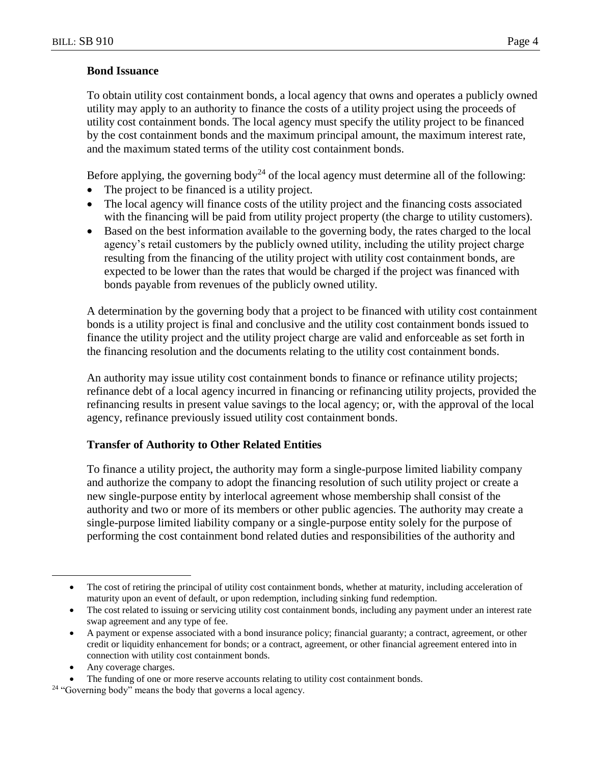### Bond Issuance

To obtain utility cost containment bonds, a local agency that owns and operates a publicly owned utility may apply to an authority to finance the costs of a utility project using the proceeds of utility cost containment bonds. The local agency must specify the utility project to be financed by the cost containment bonds and the maximum principal amount, the maximum interest rate, and the maximum stated terms of the utility cost containment bonds.

Before applying, the governing body[24] of the local agency must determine all of the following:

- The project to be financed is a utility project.
- The local agency will finance costs of the utility project and the financing costs associated with the financing will be paid from utility project property (the charge to utility customers).
- Based on the best information available to the governing body, the rates charged to the local agency's retail customers by the publicly owned utility, including the utility project charge resulting from the financing of the utility project with utility cost containment bonds, are expected to be lower than the rates that would be charged if the project was financed with bonds payable from revenues of the publicly owned utility.

A determination by the governing body that a project to be financed with utility cost containment bonds is a utility project is final and conclusive and the utility cost containment bonds issued to finance the utility project and the utility project charge are valid and enforceable as set forth in the financing resolution and the documents relating to the utility cost containment bonds.

An authority may issue utility cost containment bonds to finance or refinance utility projects; refinance debt of a local agency incurred in financing or refinancing utility projects, provided the refinancing results in present value savings to the local agency; or, with the approval of the local agency, refinance previously issued utility cost containment bonds.

### Transfer of Authority to Other Related Entities

To finance a utility project, the authority may form a single-purpose limited liability company and authorize the company to adopt the financing resolution of such utility project or create a new single-purpose entity by interlocal agreement whose membership shall consist of the authority and two or more of its members or other public agencies. The authority may create a single-purpose limited liability company or a single-purpose entity solely for the purpose of performing the cost containment bond related duties and responsibilities of the authority and

---

- The cost of retiring the principal of utility cost containment bonds, whether at maturity, including acceleration of maturity upon an event of default, or upon redemption, including sinking fund redemption.
- The cost related to issuing or servicing utility cost containment bonds, including any payment under an interest rate swap agreement and any type of fee.
- A payment or expense associated with a bond insurance policy; financial guaranty; a contract, agreement, or other credit or liquidity enhancement for bonds; or a contract, agreement, or other financial agreement entered into in connection with utility cost containment bonds.
- Any coverage charges.
- The funding of one or more reserve accounts relating to utility cost containment bonds.

[24] "Governing body" means the body that governs a local agency.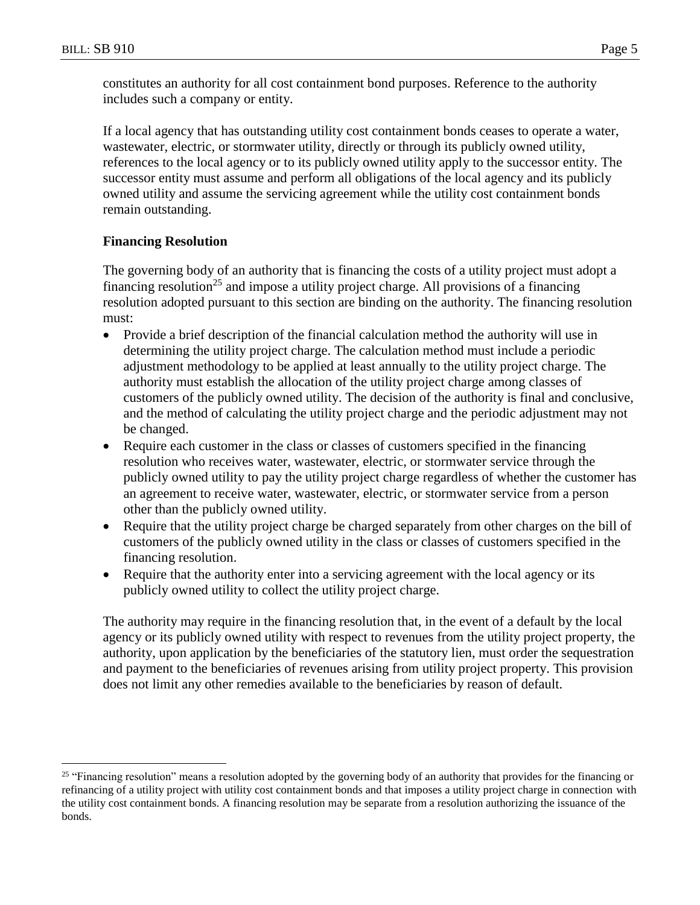constitutes an authority for all cost containment bond purposes. Reference to the authority includes such a company or entity.

If a local agency that has outstanding utility cost containment bonds ceases to operate a water, wastewater, electric, or stormwater utility, directly or through its publicly owned utility, references to the local agency or to its publicly owned utility apply to the successor entity. The successor entity must assume and perform all obligations of the local agency and its publicly owned utility and assume the servicing agreement while the utility cost containment bonds remain outstanding.

**Financing Resolution**

The governing body of an authority that is financing the costs of a utility project must adopt a financing resolution[25] and impose a utility project charge. All provisions of a financing resolution adopted pursuant to this section are binding on the authority. The financing resolution must:

- Provide a brief description of the financial calculation method the authority will use in determining the utility project charge. The calculation method must include a periodic adjustment methodology to be applied at least annually to the utility project charge. The authority must establish the allocation of the utility project charge among classes of customers of the publicly owned utility. The decision of the authority is final and conclusive, and the method of calculating the utility project charge and the periodic adjustment may not be changed.
- Require each customer in the class or classes of customers specified in the financing resolution who receives water, wastewater, electric, or stormwater service through the publicly owned utility to pay the utility project charge regardless of whether the customer has an agreement to receive water, wastewater, electric, or stormwater service from a person other than the publicly owned utility.
- Require that the utility project charge be charged separately from other charges on the bill of customers of the publicly owned utility in the class or classes of customers specified in the financing resolution.
- Require that the authority enter into a servicing agreement with the local agency or its publicly owned utility to collect the utility project charge.

The authority may require in the financing resolution that, in the event of a default by the local agency or its publicly owned utility with respect to revenues from the utility project property, the authority, upon application by the beneficiaries of the statutory lien, must order the sequestration and payment to the beneficiaries of revenues arising from utility project property. This provision does not limit any other remedies available to the beneficiaries by reason of default.

[25] "Financing resolution" means a resolution adopted by the governing body of an authority that provides for the financing or refinancing of a utility project with utility cost containment bonds and that imposes a utility project charge in connection with the utility cost containment bonds. A financing resolution may be separate from a resolution authorizing the issuance of the bonds.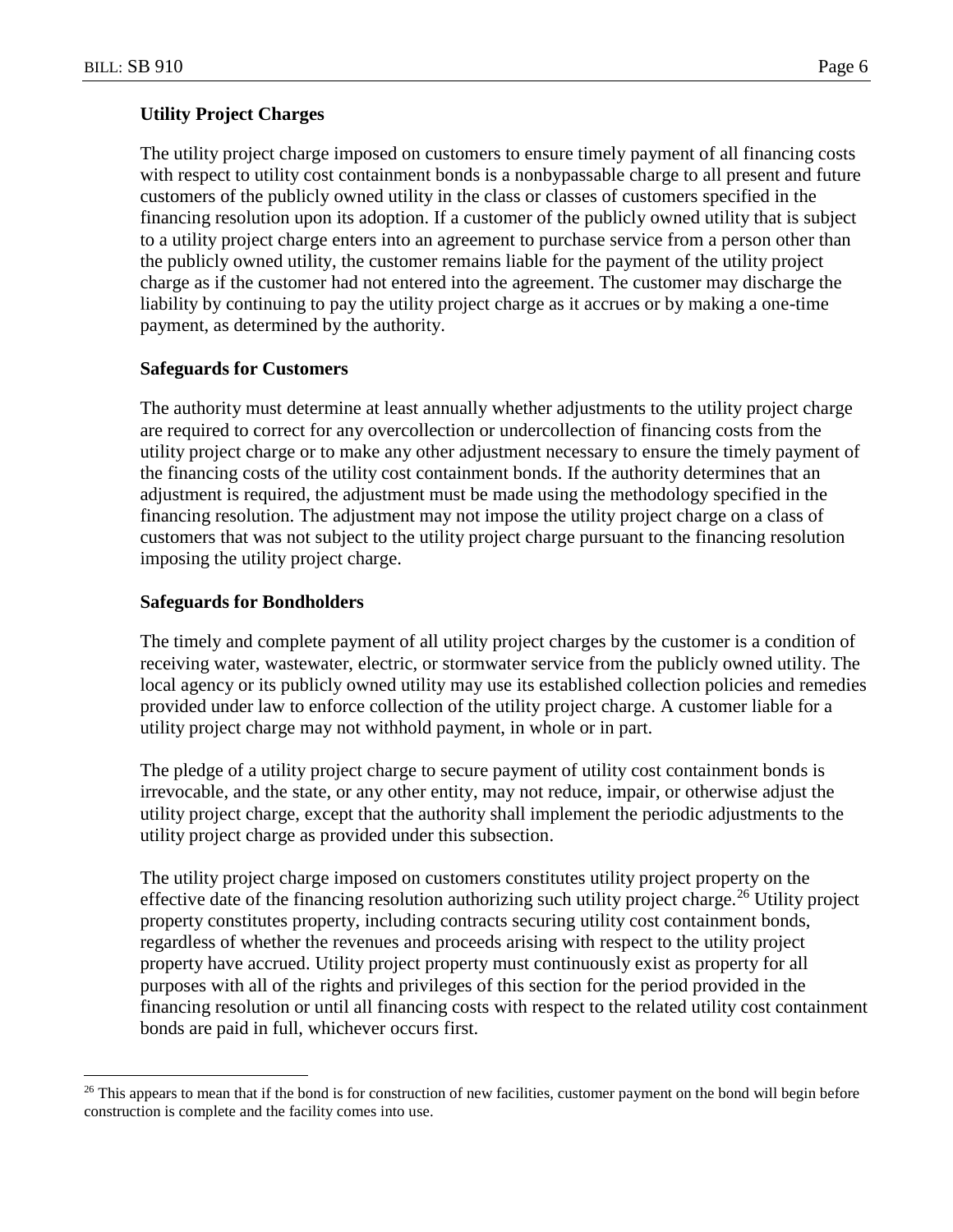**Utility Project Charges**

The utility project charge imposed on customers to ensure timely payment of all financing costs with respect to utility cost containment bonds is a nonbypassable charge to all present and future customers of the publicly owned utility in the class or classes of customers specified in the financing resolution upon its adoption. If a customer of the publicly owned utility that is subject to a utility project charge enters into an agreement to purchase service from a person other than the publicly owned utility, the customer remains liable for the payment of the utility project charge as if the customer had not entered into the agreement. The customer may discharge the liability by continuing to pay the utility project charge as it accrues or by making a one-time payment, as determined by the authority.

**Safeguards for Customers**

The authority must determine at least annually whether adjustments to the utility project charge are required to correct for any overcollection or undercollection of financing costs from the utility project charge or to make any other adjustment necessary to ensure the timely payment of the financing costs of the utility cost containment bonds. If the authority determines that an adjustment is required, the adjustment must be made using the methodology specified in the financing resolution. The adjustment may not impose the utility project charge on a class of customers that was not subject to the utility project charge pursuant to the financing resolution imposing the utility project charge.

**Safeguards for Bondholders**

The timely and complete payment of all utility project charges by the customer is a condition of receiving water, wastewater, electric, or stormwater service from the publicly owned utility. The local agency or its publicly owned utility may use its established collection policies and remedies provided under law to enforce collection of the utility project charge. A customer liable for a utility project charge may not withhold payment, in whole or in part.

The pledge of a utility project charge to secure payment of utility cost containment bonds is irrevocable, and the state, or any other entity, may not reduce, impair, or otherwise adjust the utility project charge, except that the authority shall implement the periodic adjustments to the utility project charge as provided under this subsection.

The utility project charge imposed on customers constitutes utility project property on the effective date of the financing resolution authorizing such utility project charge.[26] Utility project property constitutes property, including contracts securing utility cost containment bonds, regardless of whether the revenues and proceeds arising with respect to the utility project property have accrued. Utility project property must continuously exist as property for all purposes with all of the rights and privileges of this section for the period provided in the financing resolution or until all financing costs with respect to the related utility cost containment bonds are paid in full, whichever occurs first.

---

[26] This appears to mean that if the bond is for construction of new facilities, customer payment on the bond will begin before construction is complete and the facility comes into use.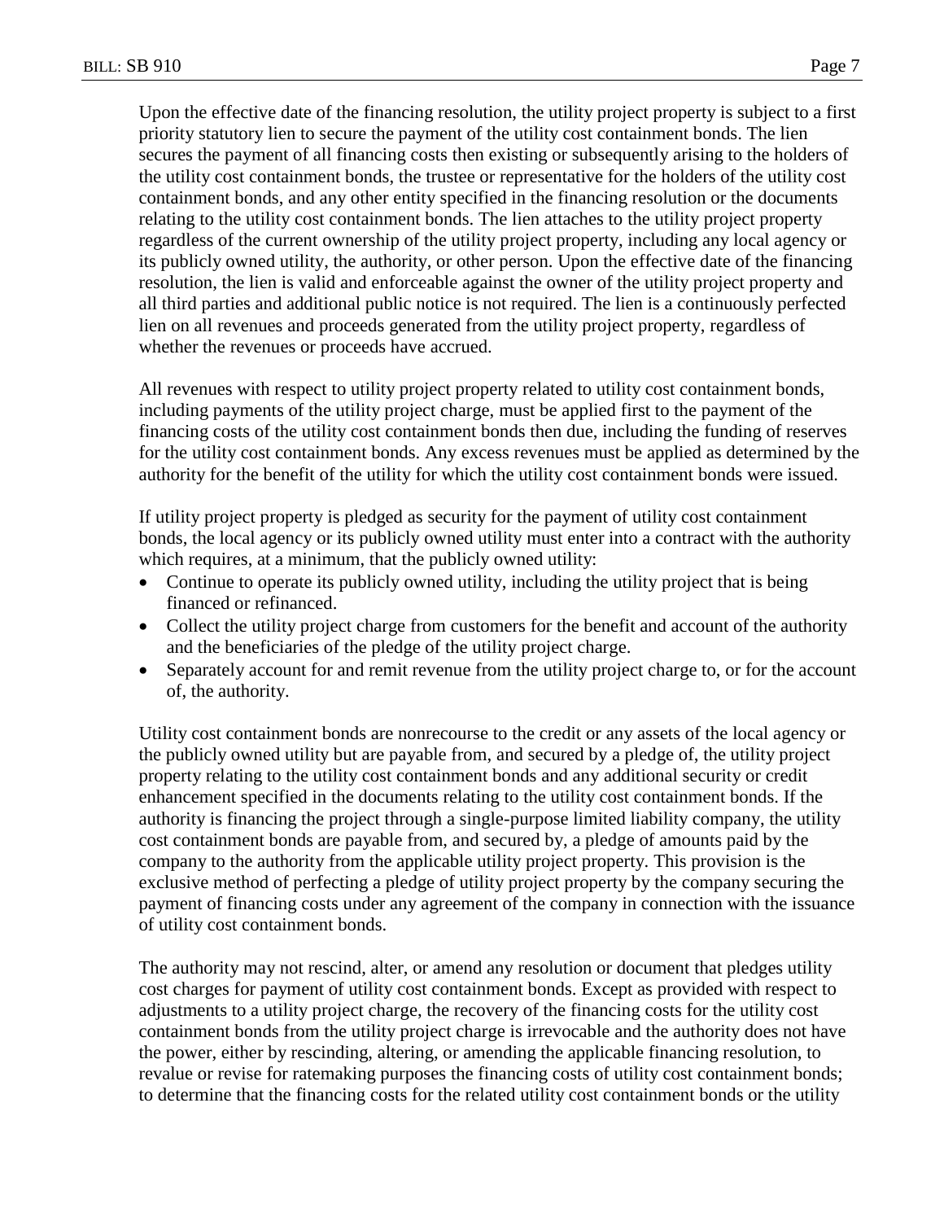Upon the effective date of the financing resolution, the utility project property is subject to a first priority statutory lien to secure the payment of the utility cost containment bonds. The lien secures the payment of all financing costs then existing or subsequently arising to the holders of the utility cost containment bonds, the trustee or representative for the holders of the utility cost containment bonds, and any other entity specified in the financing resolution or the documents relating to the utility cost containment bonds. The lien attaches to the utility project property regardless of the current ownership of the utility project property, including any local agency or its publicly owned utility, the authority, or other person. Upon the effective date of the financing resolution, the lien is valid and enforceable against the owner of the utility project property and all third parties and additional public notice is not required. The lien is a continuously perfected lien on all revenues and proceeds generated from the utility project property, regardless of whether the revenues or proceeds have accrued.

All revenues with respect to utility project property related to utility cost containment bonds, including payments of the utility project charge, must be applied first to the payment of the financing costs of the utility cost containment bonds then due, including the funding of reserves for the utility cost containment bonds. Any excess revenues must be applied as determined by the authority for the benefit of the utility for which the utility cost containment bonds were issued.

If utility project property is pledged as security for the payment of utility cost containment bonds, the local agency or its publicly owned utility must enter into a contract with the authority which requires, at a minimum, that the publicly owned utility:

- Continue to operate its publicly owned utility, including the utility project that is being financed or refinanced.
- Collect the utility project charge from customers for the benefit and account of the authority and the beneficiaries of the pledge of the utility project charge.
- Separately account for and remit revenue from the utility project charge to, or for the account of, the authority.

Utility cost containment bonds are nonrecourse to the credit or any assets of the local agency or the publicly owned utility but are payable from, and secured by a pledge of, the utility project property relating to the utility cost containment bonds and any additional security or credit enhancement specified in the documents relating to the utility cost containment bonds. If the authority is financing the project through a single-purpose limited liability company, the utility cost containment bonds are payable from, and secured by, a pledge of amounts paid by the company to the authority from the applicable utility project property. This provision is the exclusive method of perfecting a pledge of utility project property by the company securing the payment of financing costs under any agreement of the company in connection with the issuance of utility cost containment bonds.

The authority may not rescind, alter, or amend any resolution or document that pledges utility cost charges for payment of utility cost containment bonds. Except as provided with respect to adjustments to a utility project charge, the recovery of the financing costs for the utility cost containment bonds from the utility project charge is irrevocable and the authority does not have the power, either by rescinding, altering, or amending the applicable financing resolution, to revalue or revise for ratemaking purposes the financing costs of utility cost containment bonds; to determine that the financing costs for the related utility cost containment bonds or the utility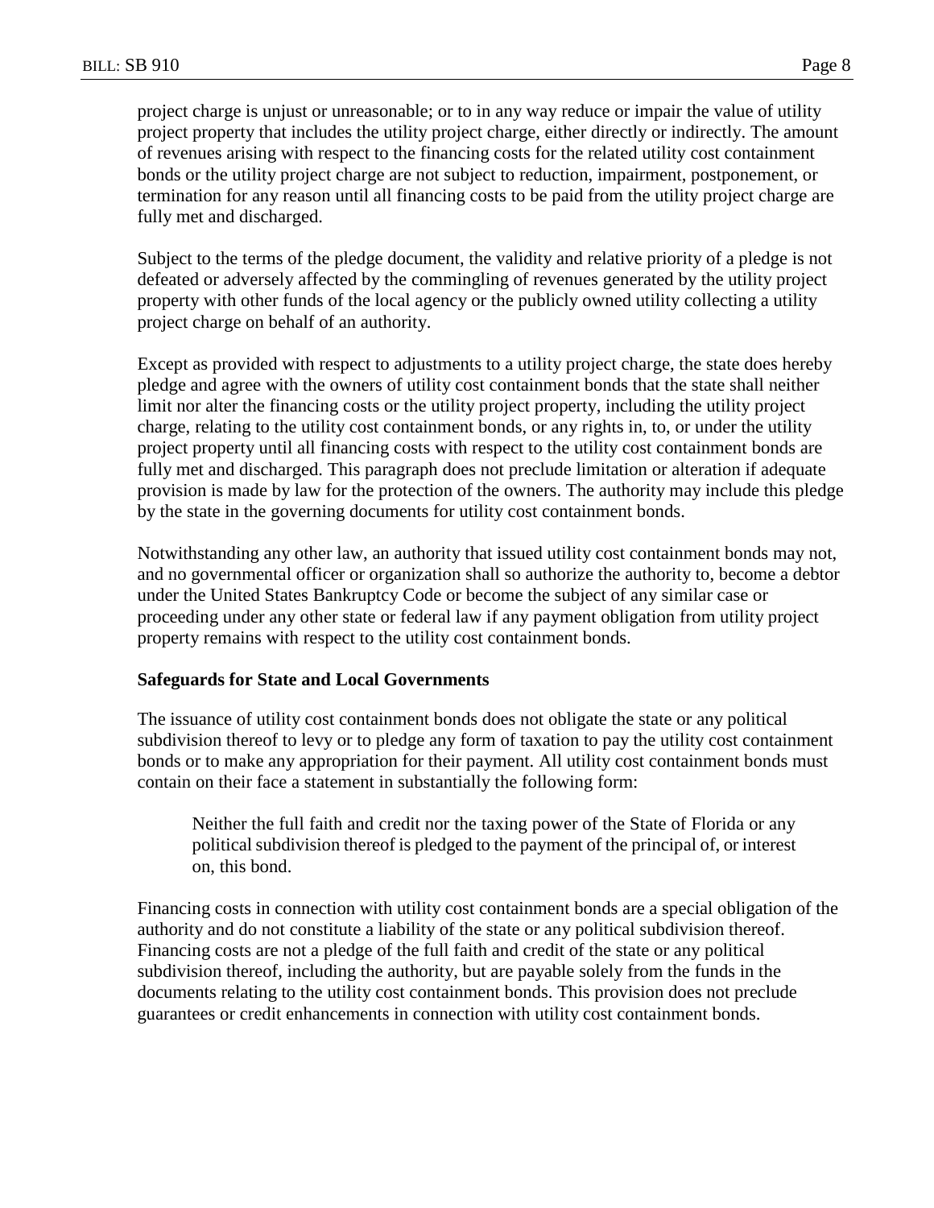project charge is unjust or unreasonable; or to in any way reduce or impair the value of utility project property that includes the utility project charge, either directly or indirectly. The amount of revenues arising with respect to the financing costs for the related utility cost containment bonds or the utility project charge are not subject to reduction, impairment, postponement, or termination for any reason until all financing costs to be paid from the utility project charge are fully met and discharged.

Subject to the terms of the pledge document, the validity and relative priority of a pledge is not defeated or adversely affected by the commingling of revenues generated by the utility project property with other funds of the local agency or the publicly owned utility collecting a utility project charge on behalf of an authority.

Except as provided with respect to adjustments to a utility project charge, the state does hereby pledge and agree with the owners of utility cost containment bonds that the state shall neither limit nor alter the financing costs or the utility project property, including the utility project charge, relating to the utility cost containment bonds, or any rights in, to, or under the utility project property until all financing costs with respect to the utility cost containment bonds are fully met and discharged. This paragraph does not preclude limitation or alteration if adequate provision is made by law for the protection of the owners. The authority may include this pledge by the state in the governing documents for utility cost containment bonds.

Notwithstanding any other law, an authority that issued utility cost containment bonds may not, and no governmental officer or organization shall so authorize the authority to, become a debtor under the United States Bankruptcy Code or become the subject of any similar case or proceeding under any other state or federal law if any payment obligation from utility project property remains with respect to the utility cost containment bonds.

**Safeguards for State and Local Governments**

The issuance of utility cost containment bonds does not obligate the state or any political subdivision thereof to levy or to pledge any form of taxation to pay the utility cost containment bonds or to make any appropriation for their payment. All utility cost containment bonds must contain on their face a statement in substantially the following form:

> Neither the full faith and credit nor the taxing power of the State of Florida or any political subdivision thereof is pledged to the payment of the principal of, or interest on, this bond.

Financing costs in connection with utility cost containment bonds are a special obligation of the authority and do not constitute a liability of the state or any political subdivision thereof. Financing costs are not a pledge of the full faith and credit of the state or any political subdivision thereof, including the authority, but are payable solely from the funds in the documents relating to the utility cost containment bonds. This provision does not preclude guarantees or credit enhancements in connection with utility cost containment bonds.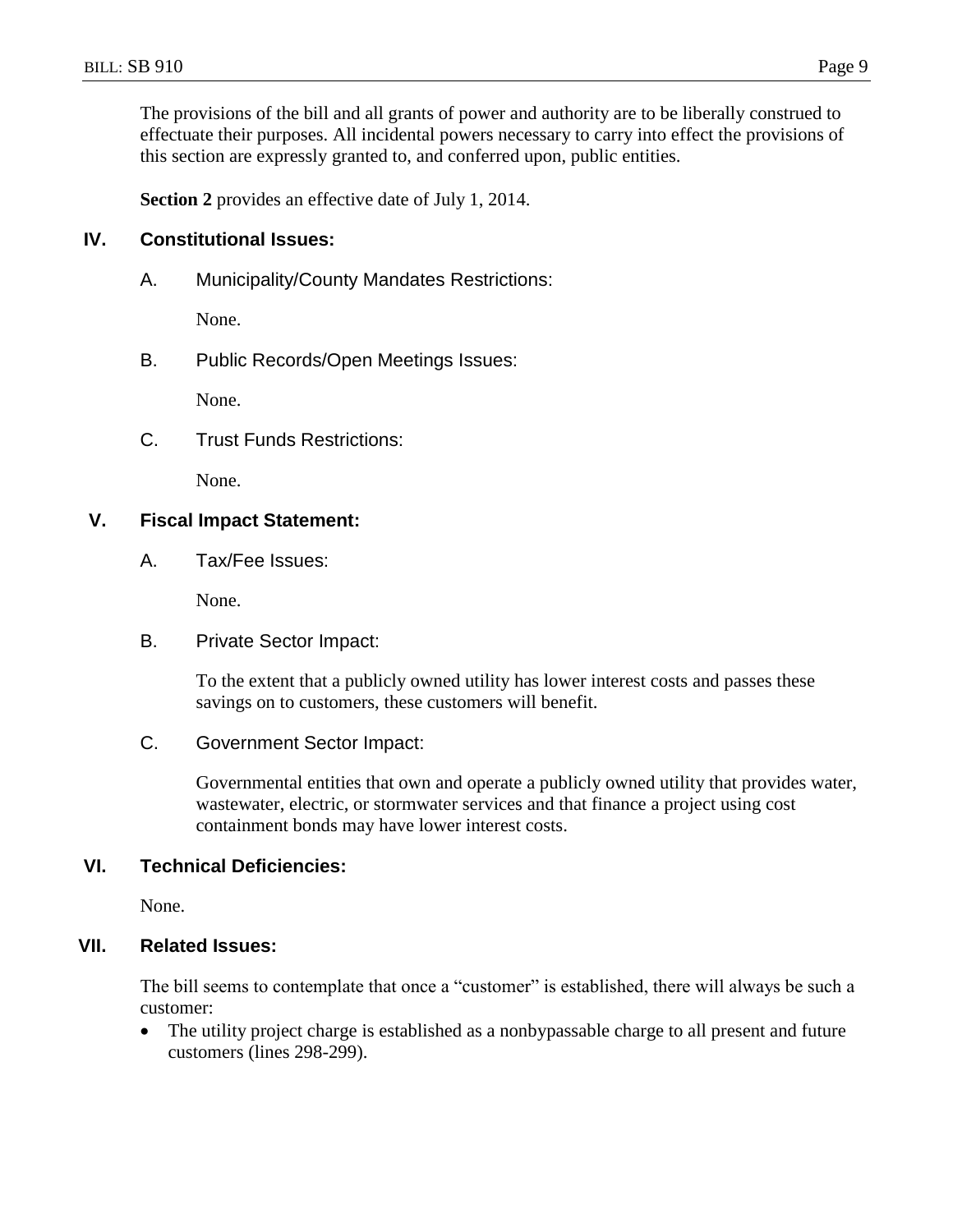The provisions of the bill and all grants of power and authority are to be liberally construed to effectuate their purposes. All incidental powers necessary to carry into effect the provisions of this section are expressly granted to, and conferred upon, public entities.

**Section 2** provides an effective date of July 1, 2014.

## IV. Constitutional Issues:

### A. Municipality/County Mandates Restrictions:

None.

### B. Public Records/Open Meetings Issues:

None.

### C. Trust Funds Restrictions:

None.

## V. Fiscal Impact Statement:

### A. Tax/Fee Issues:

None.

### B. Private Sector Impact:

To the extent that a publicly owned utility has lower interest costs and passes these savings on to customers, these customers will benefit.

### C. Government Sector Impact:

Governmental entities that own and operate a publicly owned utility that provides water, wastewater, electric, or stormwater services and that finance a project using cost containment bonds may have lower interest costs.

## VI. Technical Deficiencies:

None.

## VII. Related Issues:

The bill seems to contemplate that once a "customer" is established, there will always be such a customer:

- The utility project charge is established as a nonbypassable charge to all present and future customers (lines 298-299).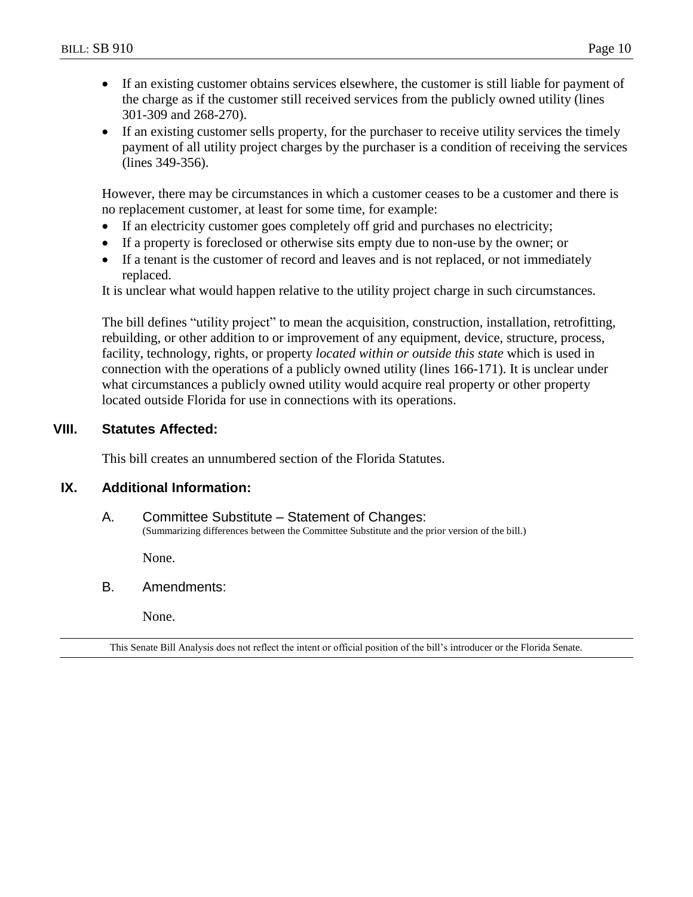- If an existing customer obtains services elsewhere, the customer is still liable for payment of the charge as if the customer still received services from the publicly owned utility (lines 301-309 and 268-270).
- If an existing customer sells property, for the purchaser to receive utility services the timely payment of all utility project charges by the purchaser is a condition of receiving the services (lines 349-356).

However, there may be circumstances in which a customer ceases to be a customer and there is no replacement customer, at least for some time, for example:

- If an electricity customer goes completely off grid and purchases no electricity;
- If a property is foreclosed or otherwise sits empty due to non-use by the owner; or
- If a tenant is the customer of record and leaves and is not replaced, or not immediately replaced.

It is unclear what would happen relative to the utility project charge in such circumstances.

The bill defines "utility project" to mean the acquisition, construction, installation, retrofitting, rebuilding, or other addition to or improvement of any equipment, device, structure, process, facility, technology, rights, or property *located within or outside this state* which is used in connection with the operations of a publicly owned utility (lines 166-171). It is unclear under what circumstances a publicly owned utility would acquire real property or other property located outside Florida for use in connections with its operations.

## VIII. Statutes Affected:

This bill creates an unnumbered section of the Florida Statutes.

## IX. Additional Information:

### A. Committee Substitute – Statement of Changes:

(Summarizing differences between the Committee Substitute and the prior version of the bill.)

None.

### B. Amendments:

None.

This Senate Bill Analysis does not reflect the intent or official position of the bill's introducer or the Florida Senate.